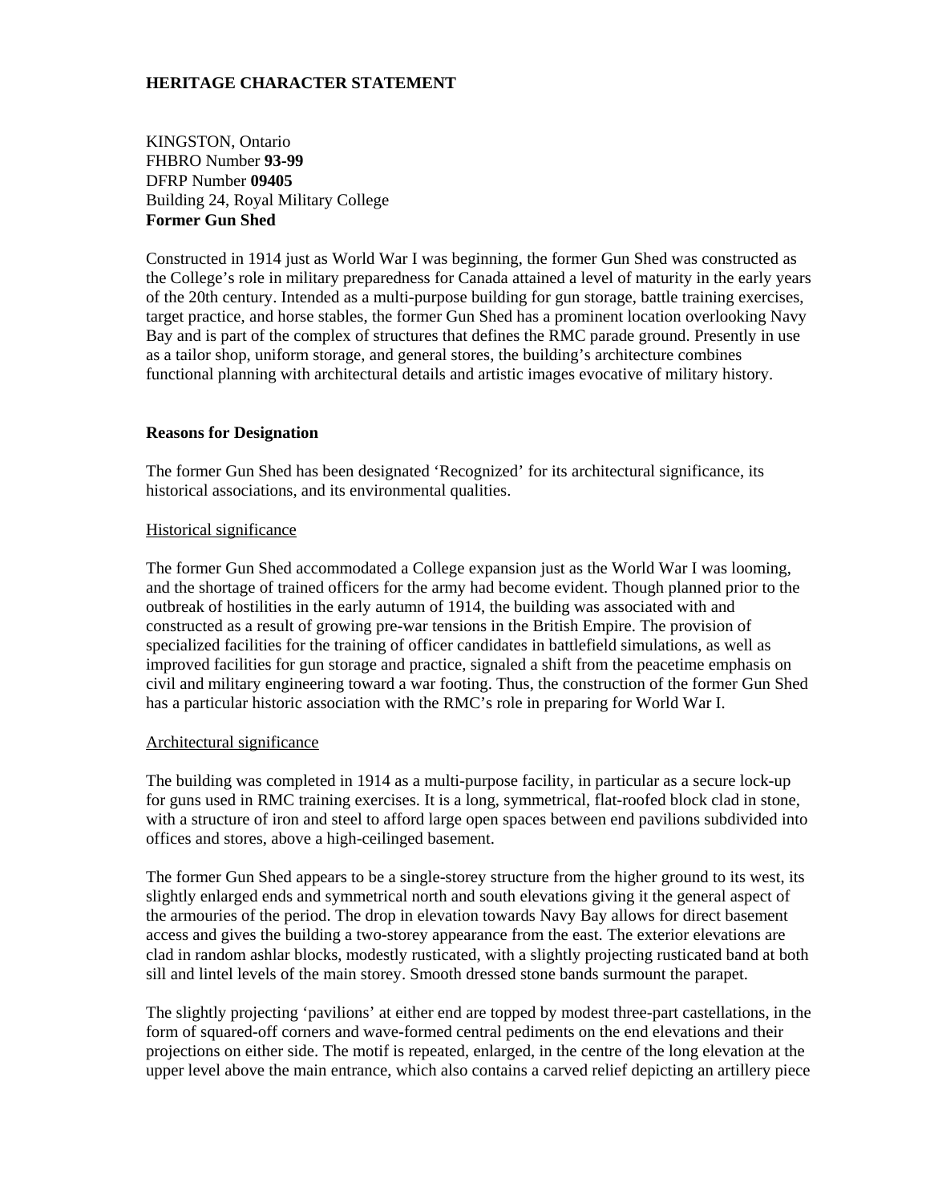**HERITAGE CHARACTER STATEMENT**

KINGSTON, Ontario
FHBRO Number **93-99**
DFRP Number **09405**
Building 24, Royal Military College
**Former Gun Shed**

Constructed in 1914 just as World War I was beginning, the former Gun Shed was constructed as the College's role in military preparedness for Canada attained a level of maturity in the early years of the 20th century. Intended as a multi-purpose building for gun storage, battle training exercises, target practice, and horse stables, the former Gun Shed has a prominent location overlooking Navy Bay and is part of the complex of structures that defines the RMC parade ground. Presently in use as a tailor shop, uniform storage, and general stores, the building's architecture combines functional planning with architectural details and artistic images evocative of military history.

**Reasons for Designation**

The former Gun Shed has been designated 'Recognized' for its architectural significance, its historical associations, and its environmental qualities.

Historical significance

The former Gun Shed accommodated a College expansion just as the World War I was looming, and the shortage of trained officers for the army had become evident. Though planned prior to the outbreak of hostilities in the early autumn of 1914, the building was associated with and constructed as a result of growing pre-war tensions in the British Empire. The provision of specialized facilities for the training of officer candidates in battlefield simulations, as well as improved facilities for gun storage and practice, signaled a shift from the peacetime emphasis on civil and military engineering toward a war footing. Thus, the construction of the former Gun Shed has a particular historic association with the RMC's role in preparing for World War I.

Architectural significance

The building was completed in 1914 as a multi-purpose facility, in particular as a secure lock-up for guns used in RMC training exercises. It is a long, symmetrical, flat-roofed block clad in stone, with a structure of iron and steel to afford large open spaces between end pavilions subdivided into offices and stores, above a high-ceilinged basement.

The former Gun Shed appears to be a single-storey structure from the higher ground to its west, its slightly enlarged ends and symmetrical north and south elevations giving it the general aspect of the armouries of the period. The drop in elevation towards Navy Bay allows for direct basement access and gives the building a two-storey appearance from the east. The exterior elevations are clad in random ashlar blocks, modestly rusticated, with a slightly projecting rusticated band at both sill and lintel levels of the main storey. Smooth dressed stone bands surmount the parapet.

The slightly projecting 'pavilions' at either end are topped by modest three-part castellations, in the form of squared-off corners and wave-formed central pediments on the end elevations and their projections on either side. The motif is repeated, enlarged, in the centre of the long elevation at the upper level above the main entrance, which also contains a carved relief depicting an artillery piece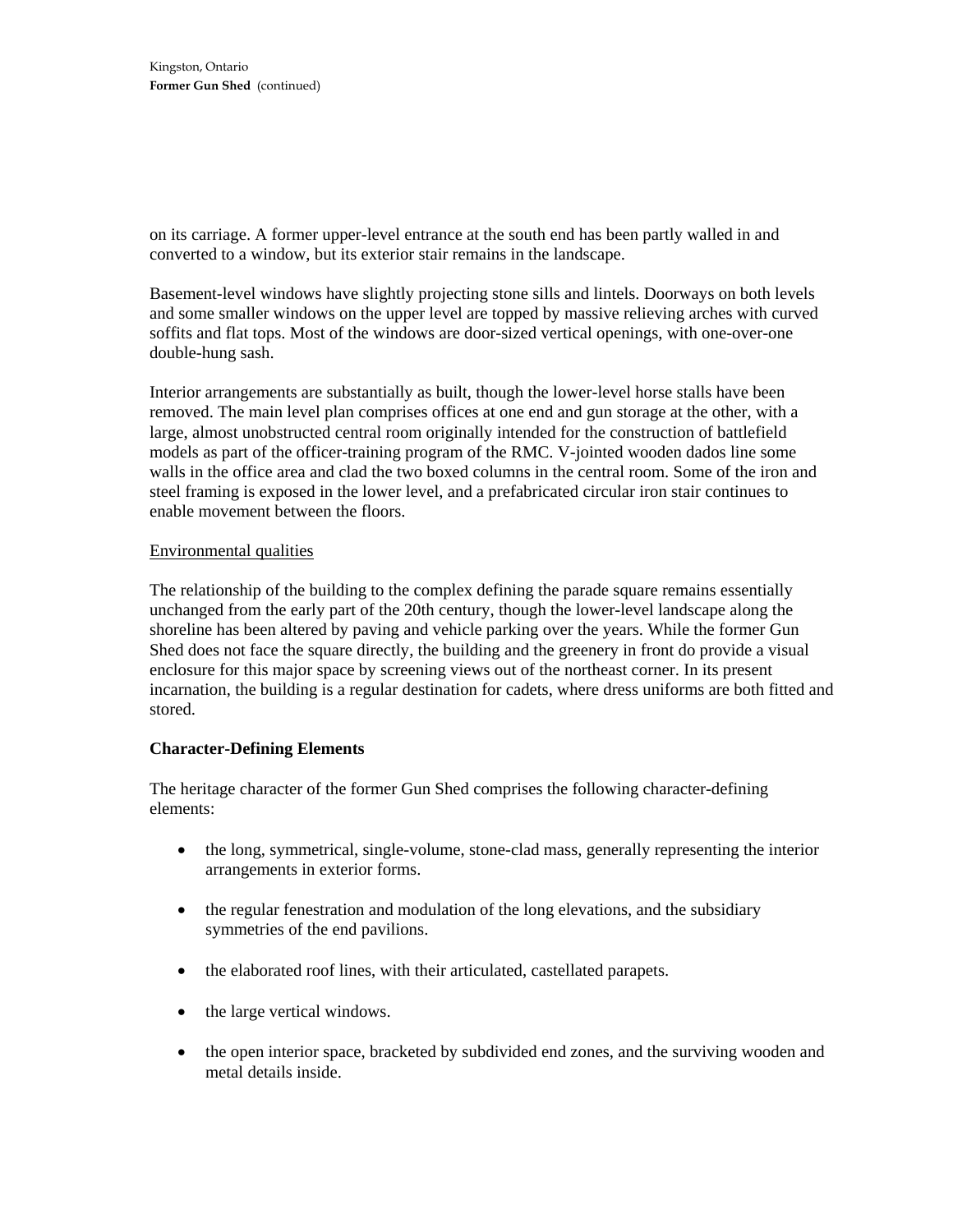on its carriage. A former upper-level entrance at the south end has been partly walled in and converted to a window, but its exterior stair remains in the landscape.

Basement-level windows have slightly projecting stone sills and lintels. Doorways on both levels and some smaller windows on the upper level are topped by massive relieving arches with curved soffits and flat tops. Most of the windows are door-sized vertical openings, with one-over-one double-hung sash.

Interior arrangements are substantially as built, though the lower-level horse stalls have been removed. The main level plan comprises offices at one end and gun storage at the other, with a large, almost unobstructed central room originally intended for the construction of battlefield models as part of the officer-training program of the RMC. V-jointed wooden dados line some walls in the office area and clad the two boxed columns in the central room. Some of the iron and steel framing is exposed in the lower level, and a prefabricated circular iron stair continues to enable movement between the floors.

<u>Environmental qualities</u>

The relationship of the building to the complex defining the parade square remains essentially unchanged from the early part of the 20th century, though the lower-level landscape along the shoreline has been altered by paving and vehicle parking over the years. While the former Gun Shed does not face the square directly, the building and the greenery in front do provide a visual enclosure for this major space by screening views out of the northeast corner. In its present incarnation, the building is a regular destination for cadets, where dress uniforms are both fitted and stored.

**Character-Defining Elements**

The heritage character of the former Gun Shed comprises the following character-defining elements:

- the long, symmetrical, single-volume, stone-clad mass, generally representing the interior arrangements in exterior forms.
- the regular fenestration and modulation of the long elevations, and the subsidiary symmetries of the end pavilions.
- the elaborated roof lines, with their articulated, castellated parapets.
- the large vertical windows.
- the open interior space, bracketed by subdivided end zones, and the surviving wooden and metal details inside.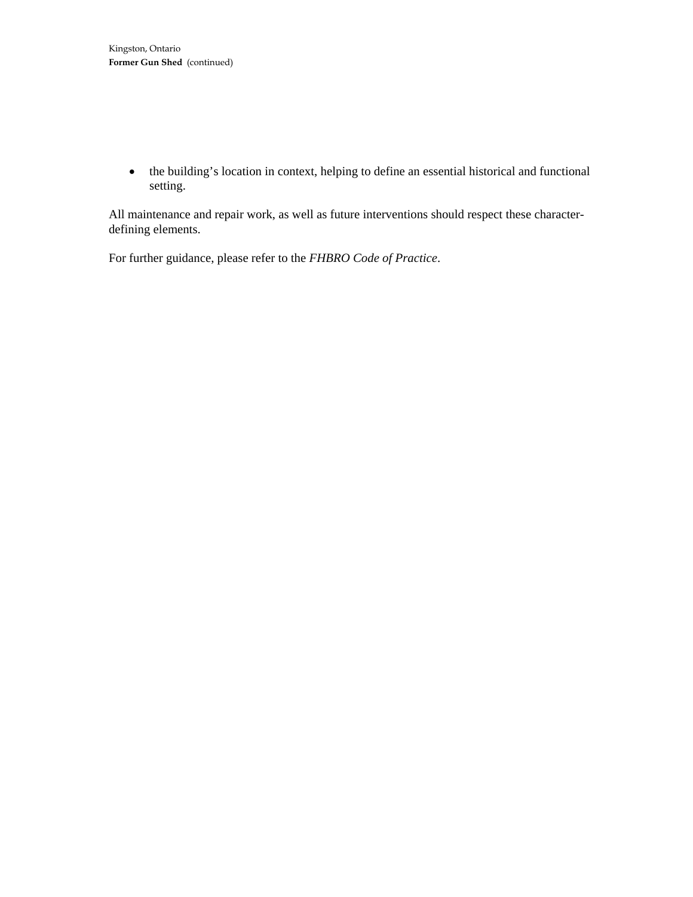- the building's location in context, helping to define an essential historical and functional setting.

All maintenance and repair work, as well as future interventions should respect these character-defining elements.

For further guidance, please refer to the *FHBRO Code of Practice*.